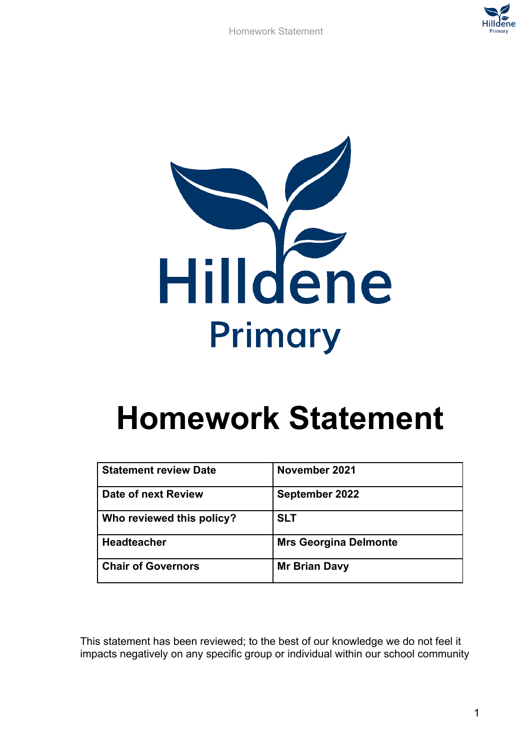Hilldene

Primary

# Homework Statement

| Statement review Date | November 2021 |
| --- | --- |
| Date of next Review | September 2022 |
| Who reviewed this policy? | SLT |
| Headteacher | Mrs Georgina Delmonte |
| Chair of Governors | Mr Brian Davy |

This statement has been reviewed; to the best of our knowledge we do not feel it impacts negatively on any specific group or individual within our school community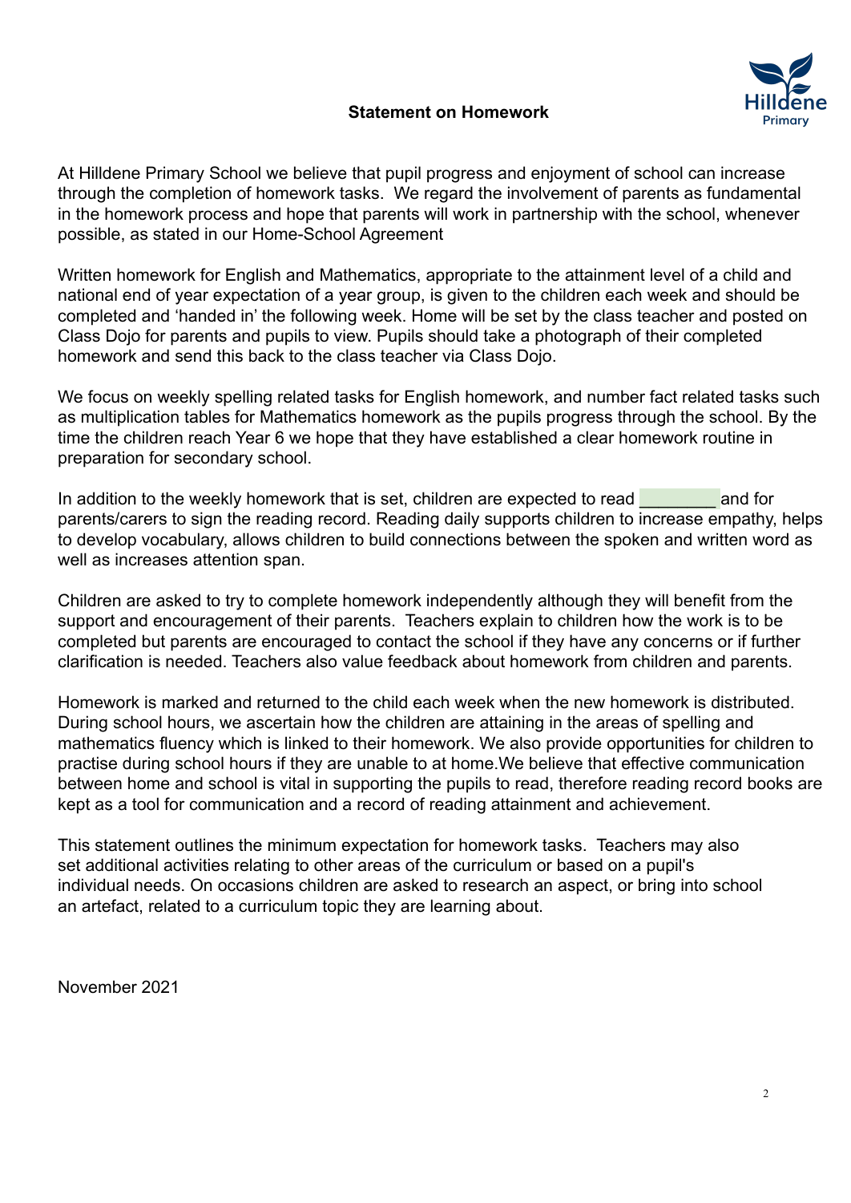# Statement on Homework

At Hilldene Primary School we believe that pupil progress and enjoyment of school can increase through the completion of homework tasks. We regard the involvement of parents as fundamental in the homework process and hope that parents will work in partnership with the school, whenever possible, as stated in our Home-School Agreement

Written homework for English and Mathematics, appropriate to the attainment level of a child and national end of year expectation of a year group, is given to the children each week and should be completed and 'handed in' the following week. Home will be set by the class teacher and posted on Class Dojo for parents and pupils to view. Pupils should take a photograph of their completed homework and send this back to the class teacher via Class Dojo.

We focus on weekly spelling related tasks for English homework, and number fact related tasks such as multiplication tables for Mathematics homework as the pupils progress through the school. By the time the children reach Year 6 we hope that they have established a clear homework routine in preparation for secondary school.

In addition to the weekly homework that is set, children are expected to read ________ and for parents/carers to sign the reading record. Reading daily supports children to increase empathy, helps to develop vocabulary, allows children to build connections between the spoken and written word as well as increases attention span.

Children are asked to try to complete homework independently although they will benefit from the support and encouragement of their parents. Teachers explain to children how the work is to be completed but parents are encouraged to contact the school if they have any concerns or if further clarification is needed. Teachers also value feedback about homework from children and parents.

Homework is marked and returned to the child each week when the new homework is distributed. During school hours, we ascertain how the children are attaining in the areas of spelling and mathematics fluency which is linked to their homework. We also provide opportunities for children to practise during school hours if they are unable to at home.We believe that effective communication between home and school is vital in supporting the pupils to read, therefore reading record books are kept as a tool for communication and a record of reading attainment and achievement.

This statement outlines the minimum expectation for homework tasks. Teachers may also set additional activities relating to other areas of the curriculum or based on a pupil's individual needs. On occasions children are asked to research an aspect, or bring into school an artefact, related to a curriculum topic they are learning about.

November 2021